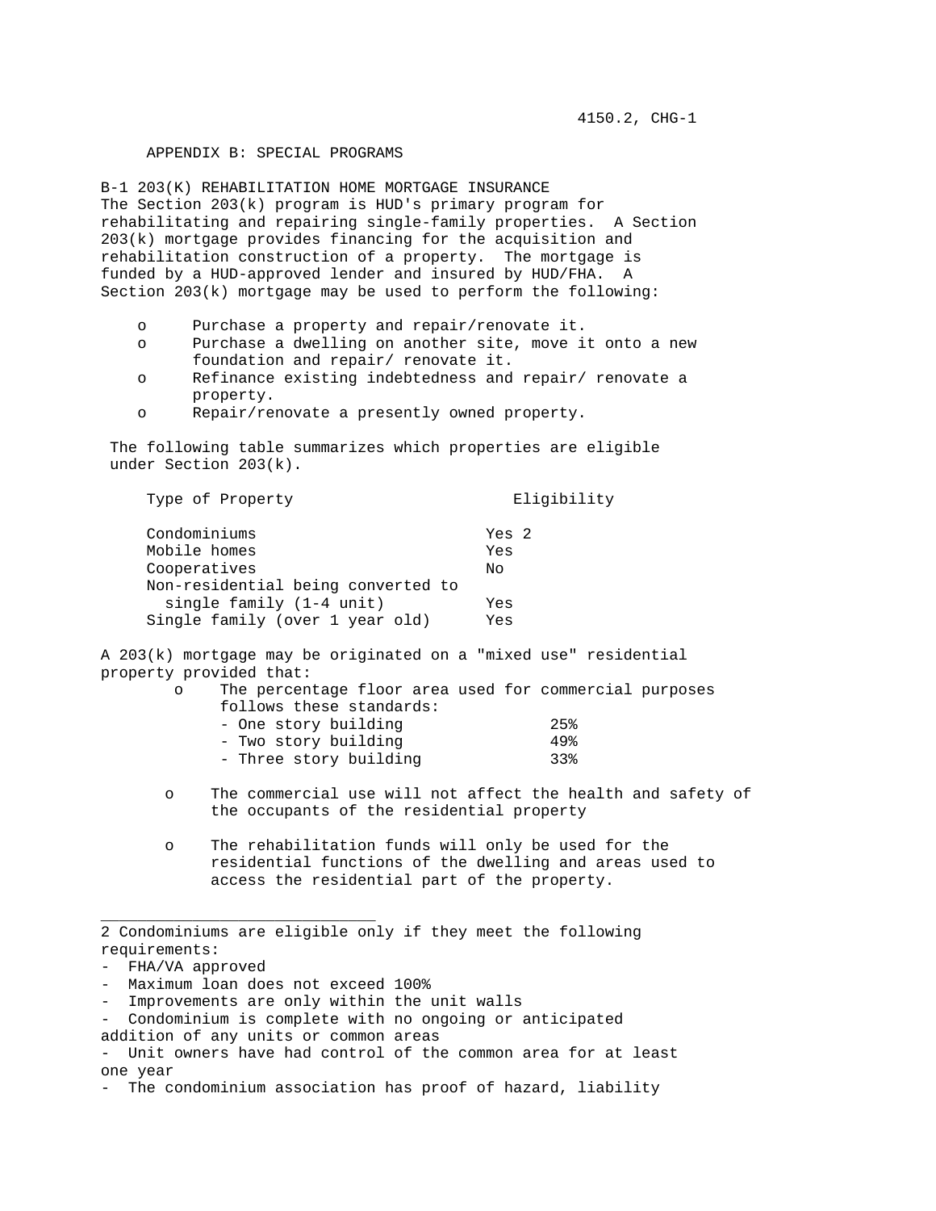## APPENDIX B: SPECIAL PROGRAMS

### B-1 203(K) REHABILITATION HOME MORTGAGE INSURANCE

The Section 203(k) program is HUD's primary program for rehabilitating and repairing single-family properties. A Section 203(k) mortgage provides financing for the acquisition and rehabilitation construction of a property. The mortgage is funded by a HUD-approved lender and insured by HUD/FHA. A Section 203(k) mortgage may be used to perform the following:

- Purchase a property and repair/renovate it.
- Purchase a dwelling on another site, move it onto a new foundation and repair/ renovate it.
- Refinance existing indebtedness and repair/ renovate a property.
- Repair/renovate a presently owned property.

The following table summarizes which properties are eligible under Section 203(k).

| Type of Property | Eligibility |
|---|---|
| Condominiums | Yes [2] |
| Mobile homes | Yes |
| Cooperatives | No |
| Non-residential being converted to single family (1-4 unit) | Yes |
| Single family (over 1 year old) | Yes |

A 203(k) mortgage may be originated on a "mixed use" residential property provided that:

- The percentage floor area used for commercial purposes follows these standards:
  - One story building 25%
  - Two story building 49%
  - Three story building 33%
- The commercial use will not affect the health and safety of the occupants of the residential property
- The rehabilitation funds will only be used for the residential functions of the dwelling and areas used to access the residential part of the property.

---

[2] Condominiums are eligible only if they meet the following requirements:
- FHA/VA approved
- Maximum loan does not exceed 100%
- Improvements are only within the unit walls
- Condominium is complete with no ongoing or anticipated addition of any units or common areas
- Unit owners have had control of the common area for at least one year
- The condominium association has proof of hazard, liability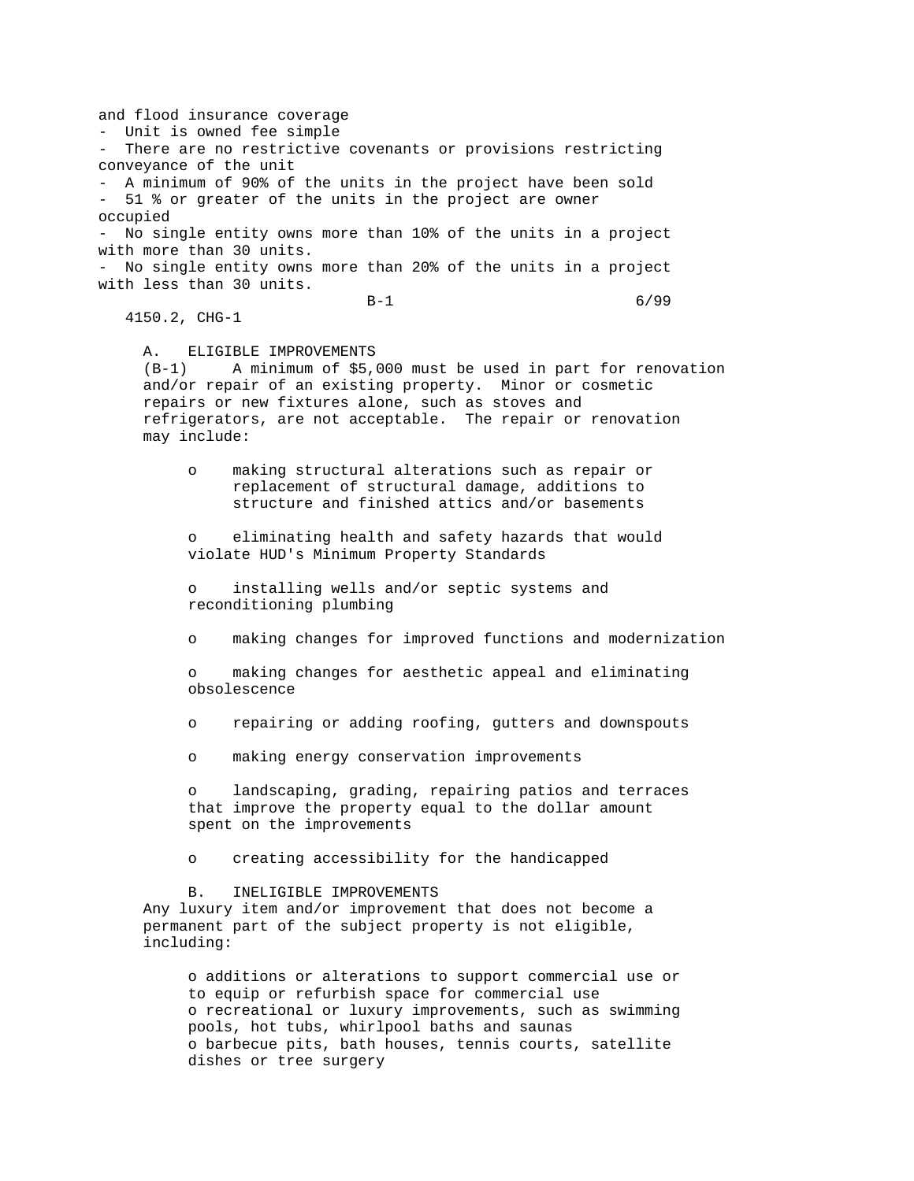and flood insurance coverage

- Unit is owned fee simple
- There are no restrictive covenants or provisions restricting conveyance of the unit
- A minimum of 90% of the units in the project have been sold
- 51 % or greater of the units in the project are owner occupied
- No single entity owns more than 10% of the units in a project with more than 30 units.
- No single entity owns more than 20% of the units in a project with less than 30 units.

## A. ELIGIBLE IMPROVEMENTS

(B-1) A minimum of $5,000 must be used in part for renovation and/or repair of an existing property. Minor or cosmetic repairs or new fixtures alone, such as stoves and refrigerators, are not acceptable. The repair or renovation may include:

- making structural alterations such as repair or replacement of structural damage, additions to structure and finished attics and/or basements
- eliminating health and safety hazards that would violate HUD's Minimum Property Standards
- installing wells and/or septic systems and reconditioning plumbing
- making changes for improved functions and modernization
- making changes for aesthetic appeal and eliminating obsolescence
- repairing or adding roofing, gutters and downspouts
- making energy conservation improvements
- landscaping, grading, repairing patios and terraces that improve the property equal to the dollar amount spent on the improvements
- creating accessibility for the handicapped

## B. INELIGIBLE IMPROVEMENTS

Any luxury item and/or improvement that does not become a permanent part of the subject property is not eligible, including:

- additions or alterations to support commercial use or to equip or refurbish space for commercial use
- recreational or luxury improvements, such as swimming pools, hot tubs, whirlpool baths and saunas
- barbecue pits, bath houses, tennis courts, satellite dishes or tree surgery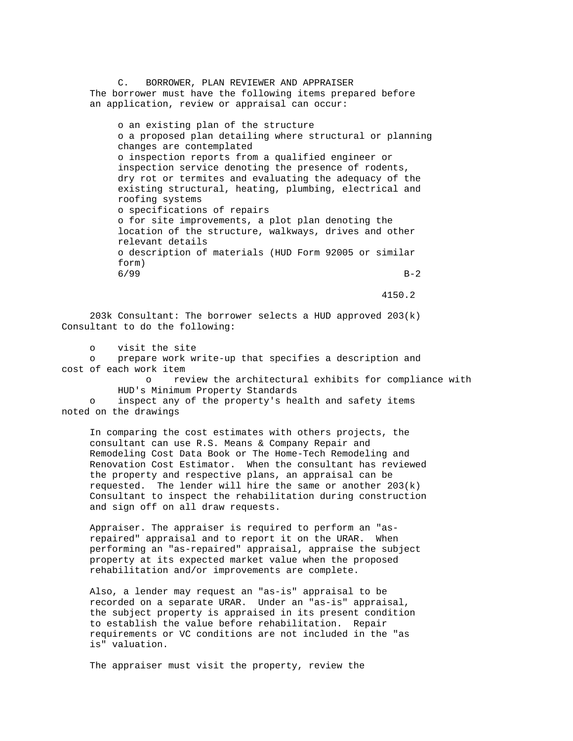C. BORROWER, PLAN REVIEWER AND APPRAISER

The borrower must have the following items prepared before an application, review or appraisal can occur:

- an existing plan of the structure
- a proposed plan detailing where structural or planning changes are contemplated
- inspection reports from a qualified engineer or inspection service denoting the presence of rodents, dry rot or termites and evaluating the adequacy of the existing structural, heating, plumbing, electrical and roofing systems
- specifications of repairs
- for site improvements, a plot plan denoting the location of the structure, walkways, drives and other relevant details
- description of materials (HUD Form 92005 or similar form)

203k Consultant: The borrower selects a HUD approved 203(k) Consultant to do the following:

- visit the site
- prepare work write-up that specifies a description and cost of each work item
- review the architectural exhibits for compliance with HUD's Minimum Property Standards
- inspect any of the property's health and safety items noted on the drawings

In comparing the cost estimates with others projects, the consultant can use R.S. Means & Company Repair and Remodeling Cost Data Book or The Home-Tech Remodeling and Renovation Cost Estimator. When the consultant has reviewed the property and respective plans, an appraisal can be requested. The lender will hire the same or another 203(k) Consultant to inspect the rehabilitation during construction and sign off on all draw requests.

Appraiser. The appraiser is required to perform an "as-repaired" appraisal and to report it on the URAR. When performing an "as-repaired" appraisal, appraise the subject property at its expected market value when the proposed rehabilitation and/or improvements are complete.

Also, a lender may request an "as-is" appraisal to be recorded on a separate URAR. Under an "as-is" appraisal, the subject property is appraised in its present condition to establish the value before rehabilitation. Repair requirements or VC conditions are not included in the "as is" valuation.

The appraiser must visit the property, review the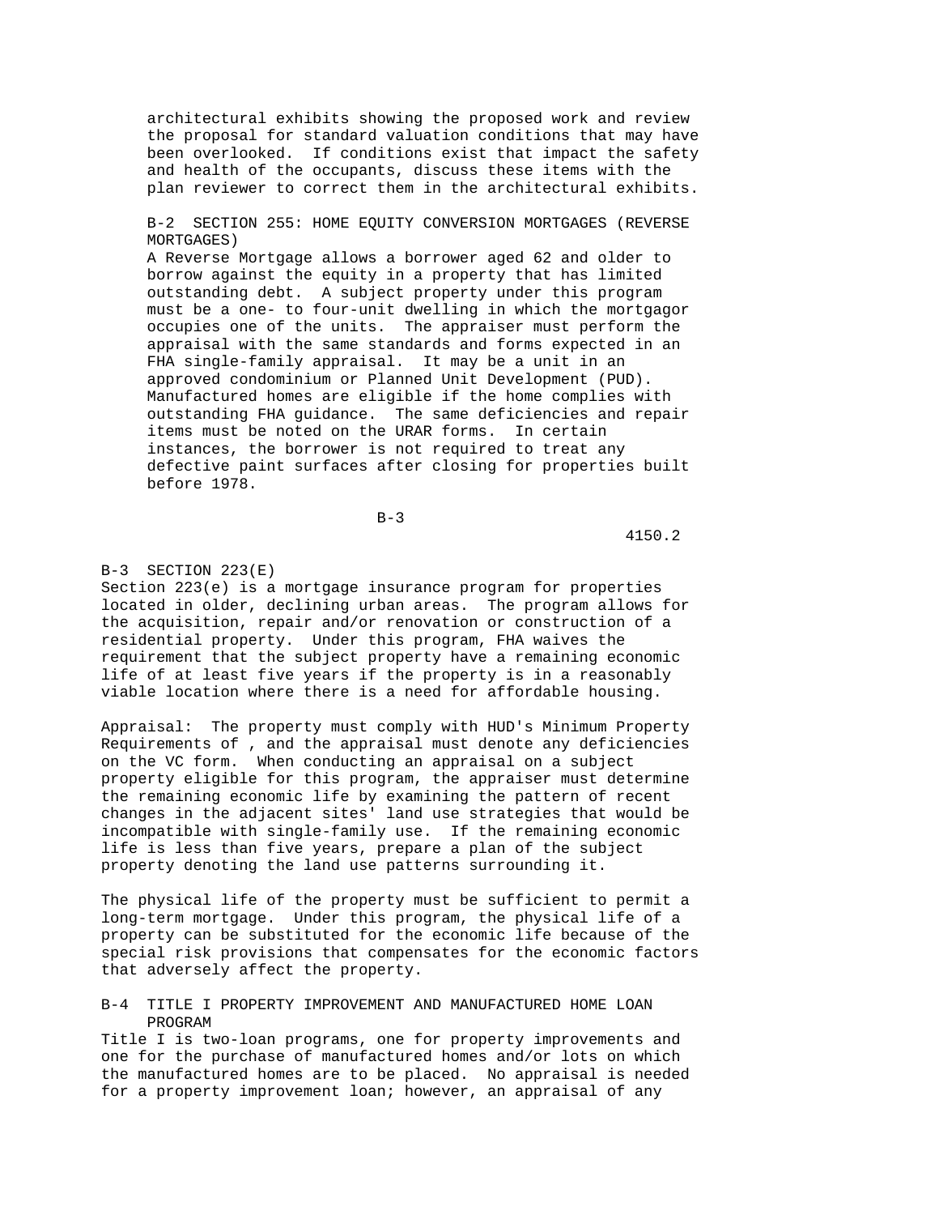architectural exhibits showing the proposed work and review the proposal for standard valuation conditions that may have been overlooked. If conditions exist that impact the safety and health of the occupants, discuss these items with the plan reviewer to correct them in the architectural exhibits.

## B-2 SECTION 255: HOME EQUITY CONVERSION MORTGAGES (REVERSE MORTGAGES)

A Reverse Mortgage allows a borrower aged 62 and older to borrow against the equity in a property that has limited outstanding debt. A subject property under this program must be a one- to four-unit dwelling in which the mortgagor occupies one of the units. The appraiser must perform the appraisal with the same standards and forms expected in an FHA single-family appraisal. It may be a unit in an approved condominium or Planned Unit Development (PUD). Manufactured homes are eligible if the home complies with outstanding FHA guidance. The same deficiencies and repair items must be noted on the URAR forms. In certain instances, the borrower is not required to treat any defective paint surfaces after closing for properties built before 1978.

## B-3 SECTION 223(E)

Section 223(e) is a mortgage insurance program for properties located in older, declining urban areas. The program allows for the acquisition, repair and/or renovation or construction of a residential property. Under this program, FHA waives the requirement that the subject property have a remaining economic life of at least five years if the property is in a reasonably viable location where there is a need for affordable housing.

Appraisal: The property must comply with HUD's Minimum Property Requirements of , and the appraisal must denote any deficiencies on the VC form. When conducting an appraisal on a subject property eligible for this program, the appraiser must determine the remaining economic life by examining the pattern of recent changes in the adjacent sites' land use strategies that would be incompatible with single-family use. If the remaining economic life is less than five years, prepare a plan of the subject property denoting the land use patterns surrounding it.

The physical life of the property must be sufficient to permit a long-term mortgage. Under this program, the physical life of a property can be substituted for the economic life because of the special risk provisions that compensates for the economic factors that adversely affect the property.

## B-4 TITLE I PROPERTY IMPROVEMENT AND MANUFACTURED HOME LOAN PROGRAM

Title I is two-loan programs, one for property improvements and one for the purchase of manufactured homes and/or lots on which the manufactured homes are to be placed. No appraisal is needed for a property improvement loan; however, an appraisal of any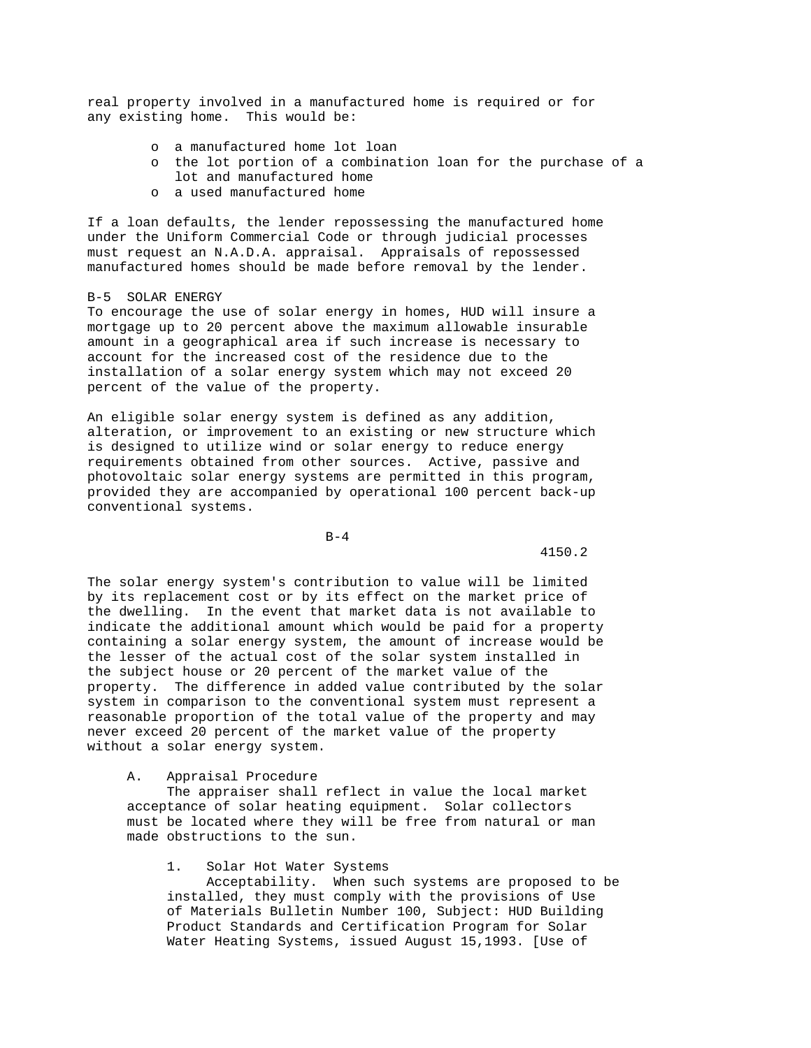real property involved in a manufactured home is required or for any existing home. This would be:

- a manufactured home lot loan
- the lot portion of a combination loan for the purchase of a lot and manufactured home
- a used manufactured home

If a loan defaults, the lender repossessing the manufactured home under the Uniform Commercial Code or through judicial processes must request an N.A.D.A. appraisal. Appraisals of repossessed manufactured homes should be made before removal by the lender.

## B-5 SOLAR ENERGY

To encourage the use of solar energy in homes, HUD will insure a mortgage up to 20 percent above the maximum allowable insurable amount in a geographical area if such increase is necessary to account for the increased cost of the residence due to the installation of a solar energy system which may not exceed 20 percent of the value of the property.

An eligible solar energy system is defined as any addition, alteration, or improvement to an existing or new structure which is designed to utilize wind or solar energy to reduce energy requirements obtained from other sources. Active, passive and photovoltaic solar energy systems are permitted in this program, provided they are accompanied by operational 100 percent back-up conventional systems.

The solar energy system's contribution to value will be limited by its replacement cost or by its effect on the market price of the dwelling. In the event that market data is not available to indicate the additional amount which would be paid for a property containing a solar energy system, the amount of increase would be the lesser of the actual cost of the solar system installed in the subject house or 20 percent of the market value of the property. The difference in added value contributed by the solar system in comparison to the conventional system must represent a reasonable proportion of the total value of the property and may never exceed 20 percent of the market value of the property without a solar energy system.

### A. Appraisal Procedure

The appraiser shall reflect in value the local market acceptance of solar heating equipment. Solar collectors must be located where they will be free from natural or man made obstructions to the sun.

#### 1. Solar Hot Water Systems

Acceptability. When such systems are proposed to be installed, they must comply with the provisions of Use of Materials Bulletin Number 100, Subject: HUD Building Product Standards and Certification Program for Solar Water Heating Systems, issued August 15,1993. [Use of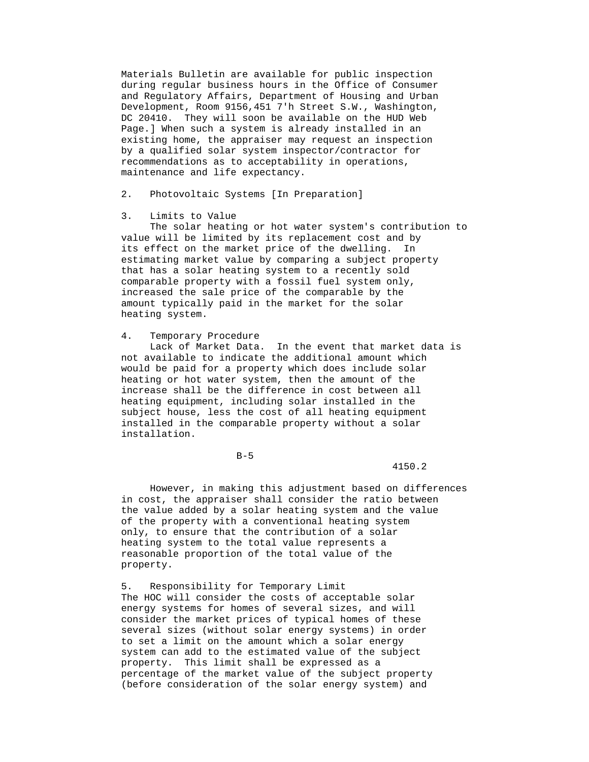Materials Bulletin are available for public inspection during regular business hours in the Office of Consumer and Regulatory Affairs, Department of Housing and Urban Development, Room 9156,451 7'h Street S.W., Washington, DC 20410. They will soon be available on the HUD Web Page.] When such a system is already installed in an existing home, the appraiser may request an inspection by a qualified solar system inspector/contractor for recommendations as to acceptability in operations, maintenance and life expectancy.

2. Photovoltaic Systems [In Preparation]

3. Limits to Value

The solar heating or hot water system's contribution to value will be limited by its replacement cost and by its effect on the market price of the dwelling. In estimating market value by comparing a subject property that has a solar heating system to a recently sold comparable property with a fossil fuel system only, increased the sale price of the comparable by the amount typically paid in the market for the solar heating system.

4. Temporary Procedure

Lack of Market Data. In the event that market data is not available to indicate the additional amount which would be paid for a property which does include solar heating or hot water system, then the amount of the increase shall be the difference in cost between all heating equipment, including solar installed in the subject house, less the cost of all heating equipment installed in the comparable property without a solar installation.

However, in making this adjustment based on differences in cost, the appraiser shall consider the ratio between the value added by a solar heating system and the value of the property with a conventional heating system only, to ensure that the contribution of a solar heating system to the total value represents a reasonable proportion of the total value of the property.

5. Responsibility for Temporary Limit

The HOC will consider the costs of acceptable solar energy systems for homes of several sizes, and will consider the market prices of typical homes of these several sizes (without solar energy systems) in order to set a limit on the amount which a solar energy system can add to the estimated value of the subject property. This limit shall be expressed as a percentage of the market value of the subject property (before consideration of the solar energy system) and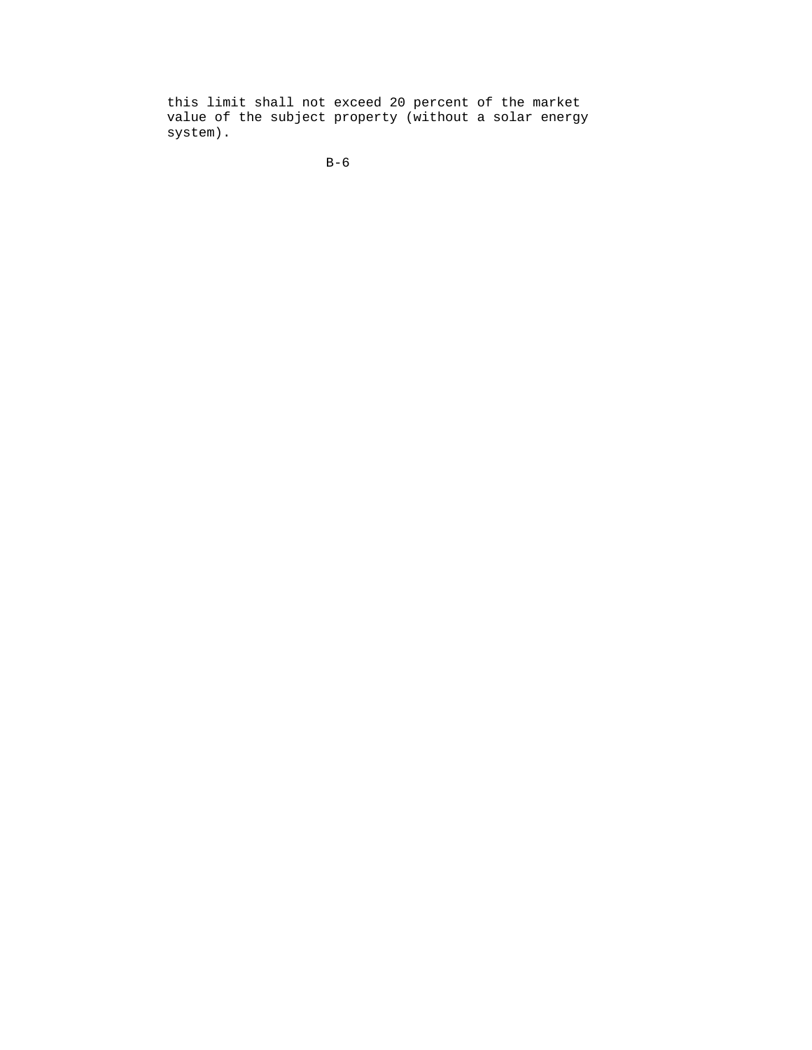this limit shall not exceed 20 percent of the market value of the subject property (without a solar energy system).